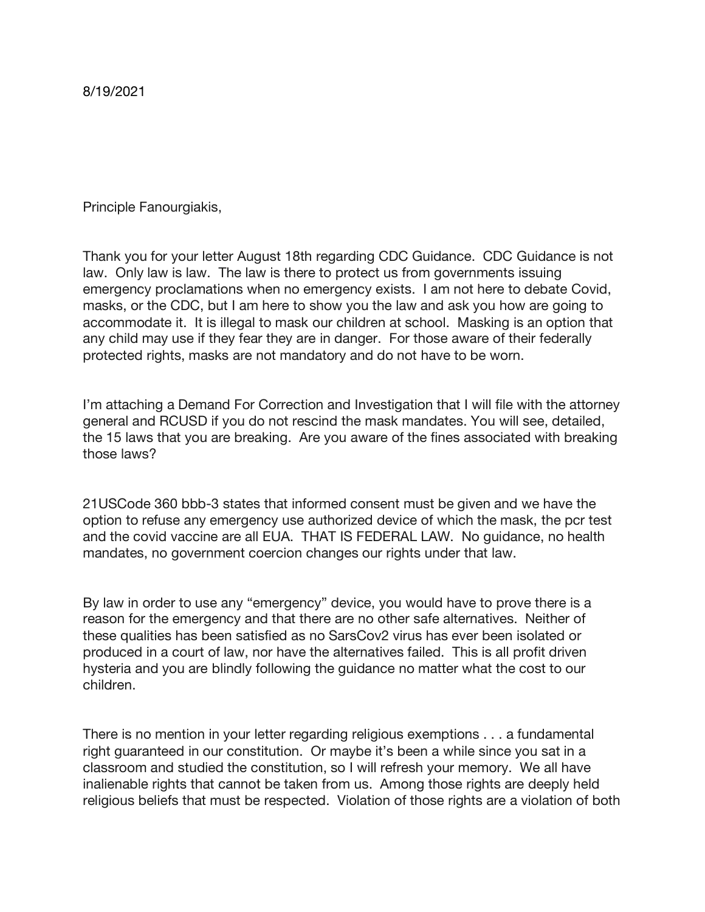8/19/2021

Principle Fanourgiakis,

Thank you for your letter August 18th regarding CDC Guidance. CDC Guidance is not law. Only law is law. The law is there to protect us from governments issuing emergency proclamations when no emergency exists. I am not here to debate Covid, masks, or the CDC, but I am here to show you the law and ask you how are going to accommodate it. It is illegal to mask our children at school. Masking is an option that any child may use if they fear they are in danger. For those aware of their federally protected rights, masks are not mandatory and do not have to be worn.

I'm attaching a Demand For Correction and Investigation that I will file with the attorney general and RCUSD if you do not rescind the mask mandates. You will see, detailed, the 15 laws that you are breaking. Are you aware of the fines associated with breaking those laws?

21USCode 360 bbb-3 states that informed consent must be given and we have the option to refuse any emergency use authorized device of which the mask, the pcr test and the covid vaccine are all EUA. THAT IS FEDERAL LAW. No guidance, no health mandates, no government coercion changes our rights under that law.

By law in order to use any "emergency" device, you would have to prove there is a reason for the emergency and that there are no other safe alternatives. Neither of these qualities has been satisfied as no SarsCov2 virus has ever been isolated or produced in a court of law, nor have the alternatives failed. This is all profit driven hysteria and you are blindly following the guidance no matter what the cost to our children.

There is no mention in your letter regarding religious exemptions . . . a fundamental right guaranteed in our constitution. Or maybe it's been a while since you sat in a classroom and studied the constitution, so I will refresh your memory. We all have inalienable rights that cannot be taken from us. Among those rights are deeply held religious beliefs that must be respected. Violation of those rights are a violation of both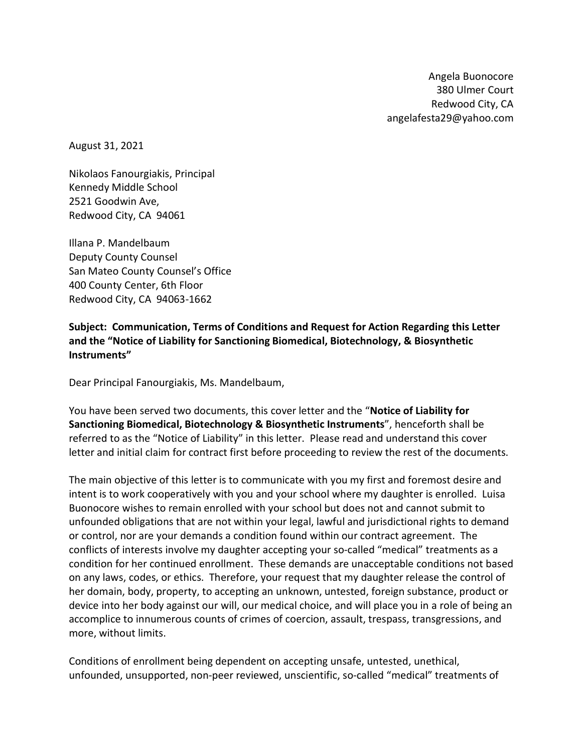Angela Buonocore
380 Ulmer Court
Redwood City, CA
angelafesta29@yahoo.com

August 31, 2021

Nikolaos Fanourgiakis, Principal
Kennedy Middle School
2521 Goodwin Ave,
Redwood City, CA 94061

Illana P. Mandelbaum
Deputy County Counsel
San Mateo County Counsel's Office
400 County Center, 6th Floor
Redwood City, CA 94063-1662

**Subject: Communication, Terms of Conditions and Request for Action Regarding this Letter and the "Notice of Liability for Sanctioning Biomedical, Biotechnology, & Biosynthetic Instruments"**

Dear Principal Fanourgiakis, Ms. Mandelbaum,

You have been served two documents, this cover letter and the "**Notice of Liability for Sanctioning Biomedical, Biotechnology & Biosynthetic Instruments**", henceforth shall be referred to as the "Notice of Liability" in this letter. Please read and understand this cover letter and initial claim for contract first before proceeding to review the rest of the documents.

The main objective of this letter is to communicate with you my first and foremost desire and intent is to work cooperatively with you and your school where my daughter is enrolled. Luisa Buonocore wishes to remain enrolled with your school but does not and cannot submit to unfounded obligations that are not within your legal, lawful and jurisdictional rights to demand or control, nor are your demands a condition found within our contract agreement. The conflicts of interests involve my daughter accepting your so-called "medical" treatments as a condition for her continued enrollment. These demands are unacceptable conditions not based on any laws, codes, or ethics. Therefore, your request that my daughter release the control of her domain, body, property, to accepting an unknown, untested, foreign substance, product or device into her body against our will, our medical choice, and will place you in a role of being an accomplice to innumerous counts of crimes of coercion, assault, trespass, transgressions, and more, without limits.

Conditions of enrollment being dependent on accepting unsafe, untested, unethical, unfounded, unsupported, non-peer reviewed, unscientific, so-called "medical" treatments of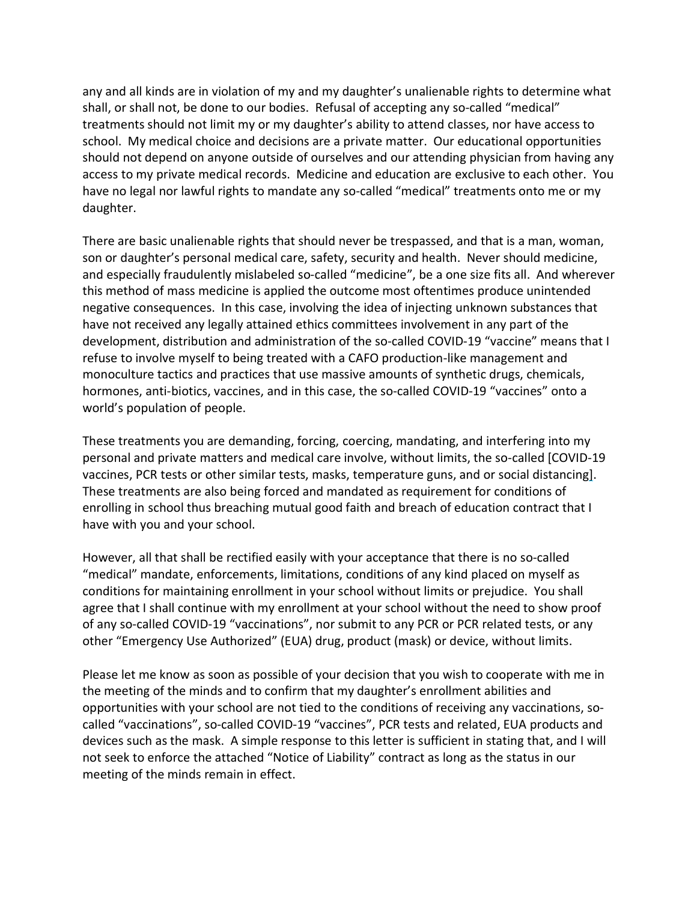any and all kinds are in violation of my and my daughter's unalienable rights to determine what shall, or shall not, be done to our bodies. Refusal of accepting any so-called "medical" treatments should not limit my or my daughter's ability to attend classes, nor have access to school. My medical choice and decisions are a private matter. Our educational opportunities should not depend on anyone outside of ourselves and our attending physician from having any access to my private medical records. Medicine and education are exclusive to each other. You have no legal nor lawful rights to mandate any so-called "medical" treatments onto me or my daughter.

There are basic unalienable rights that should never be trespassed, and that is a man, woman, son or daughter's personal medical care, safety, security and health. Never should medicine, and especially fraudulently mislabeled so-called "medicine", be a one size fits all. And wherever this method of mass medicine is applied the outcome most oftentimes produce unintended negative consequences. In this case, involving the idea of injecting unknown substances that have not received any legally attained ethics committees involvement in any part of the development, distribution and administration of the so-called COVID-19 "vaccine" means that I refuse to involve myself to being treated with a CAFO production-like management and monoculture tactics and practices that use massive amounts of synthetic drugs, chemicals, hormones, anti-biotics, vaccines, and in this case, the so-called COVID-19 "vaccines" onto a world's population of people.

These treatments you are demanding, forcing, coercing, mandating, and interfering into my personal and private matters and medical care involve, without limits, the so-called [COVID-19 vaccines, PCR tests or other similar tests, masks, temperature guns, and or social distancing]. These treatments are also being forced and mandated as requirement for conditions of enrolling in school thus breaching mutual good faith and breach of education contract that I have with you and your school.

However, all that shall be rectified easily with your acceptance that there is no so-called "medical" mandate, enforcements, limitations, conditions of any kind placed on myself as conditions for maintaining enrollment in your school without limits or prejudice. You shall agree that I shall continue with my enrollment at your school without the need to show proof of any so-called COVID-19 "vaccinations", nor submit to any PCR or PCR related tests, or any other "Emergency Use Authorized" (EUA) drug, product (mask) or device, without limits.

Please let me know as soon as possible of your decision that you wish to cooperate with me in the meeting of the minds and to confirm that my daughter's enrollment abilities and opportunities with your school are not tied to the conditions of receiving any vaccinations, so-called "vaccinations", so-called COVID-19 "vaccines", PCR tests and related, EUA products and devices such as the mask. A simple response to this letter is sufficient in stating that, and I will not seek to enforce the attached "Notice of Liability" contract as long as the status in our meeting of the minds remain in effect.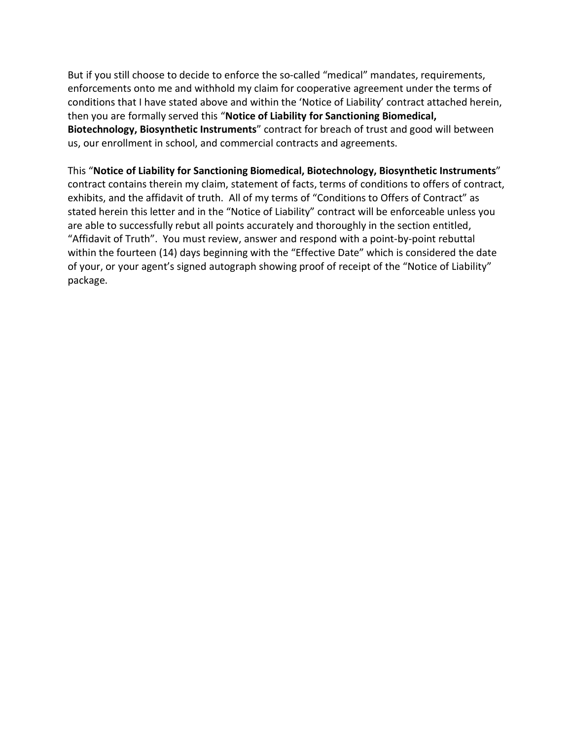But if you still choose to decide to enforce the so-called "medical" mandates, requirements, enforcements onto me and withhold my claim for cooperative agreement under the terms of conditions that I have stated above and within the 'Notice of Liability' contract attached herein, then you are formally served this "**Notice of Liability for Sanctioning Biomedical, Biotechnology, Biosynthetic Instruments**" contract for breach of trust and good will between us, our enrollment in school, and commercial contracts and agreements.

This "**Notice of Liability for Sanctioning Biomedical, Biotechnology, Biosynthetic Instruments**" contract contains therein my claim, statement of facts, terms of conditions to offers of contract, exhibits, and the affidavit of truth. All of my terms of "Conditions to Offers of Contract" as stated herein this letter and in the "Notice of Liability" contract will be enforceable unless you are able to successfully rebut all points accurately and thoroughly in the section entitled, "Affidavit of Truth". You must review, answer and respond with a point-by-point rebuttal within the fourteen (14) days beginning with the "Effective Date" which is considered the date of your, or your agent's signed autograph showing proof of receipt of the "Notice of Liability" package.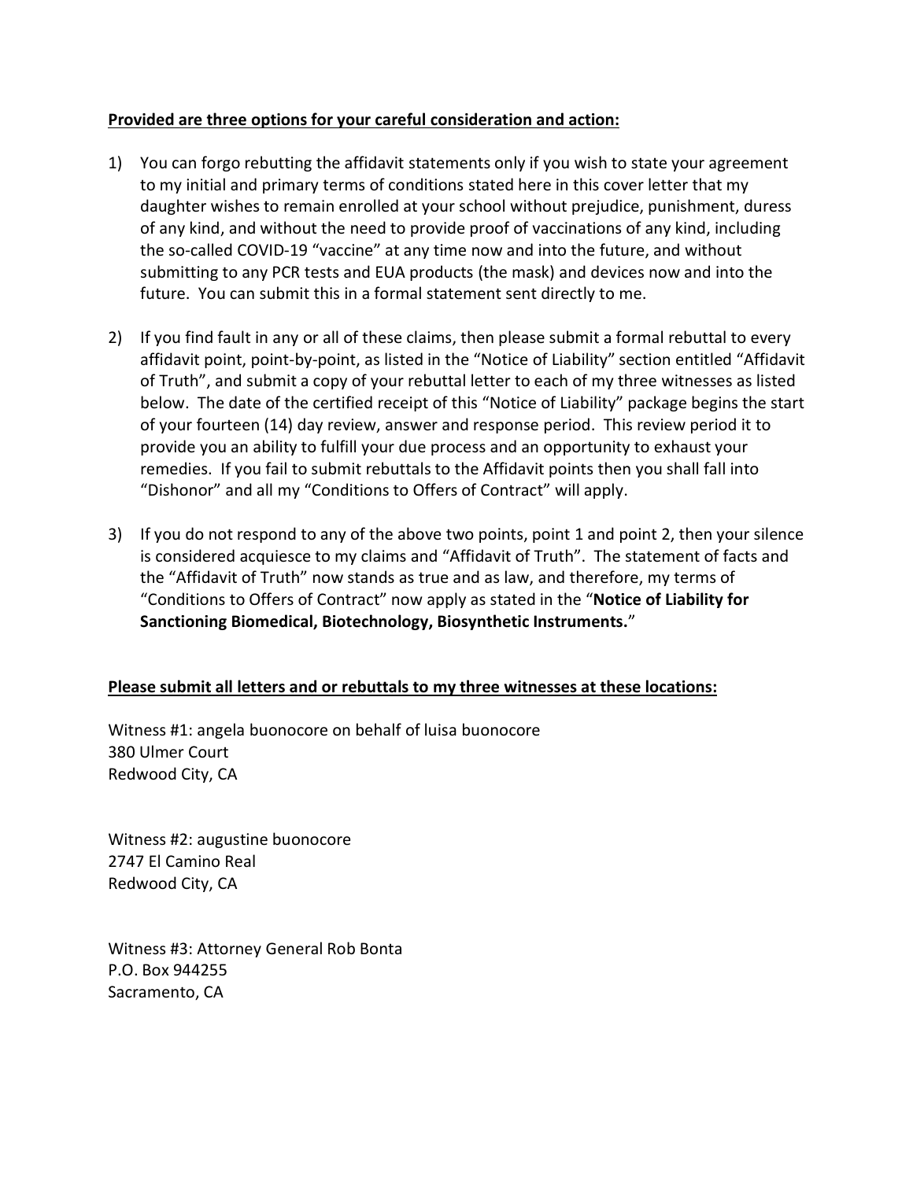**Provided are three options for your careful consideration and action:**

1) You can forgo rebutting the affidavit statements only if you wish to state your agreement to my initial and primary terms of conditions stated here in this cover letter that my daughter wishes to remain enrolled at your school without prejudice, punishment, duress of any kind, and without the need to provide proof of vaccinations of any kind, including the so-called COVID-19 "vaccine" at any time now and into the future, and without submitting to any PCR tests and EUA products (the mask) and devices now and into the future. You can submit this in a formal statement sent directly to me.

2) If you find fault in any or all of these claims, then please submit a formal rebuttal to every affidavit point, point-by-point, as listed in the "Notice of Liability" section entitled "Affidavit of Truth", and submit a copy of your rebuttal letter to each of my three witnesses as listed below. The date of the certified receipt of this "Notice of Liability" package begins the start of your fourteen (14) day review, answer and response period. This review period it to provide you an ability to fulfill your due process and an opportunity to exhaust your remedies. If you fail to submit rebuttals to the Affidavit points then you shall fall into "Dishonor" and all my "Conditions to Offers of Contract" will apply.

3) If you do not respond to any of the above two points, point 1 and point 2, then your silence is considered acquiesce to my claims and "Affidavit of Truth". The statement of facts and the "Affidavit of Truth" now stands as true and as law, and therefore, my terms of "Conditions to Offers of Contract" now apply as stated in the "**Notice of Liability for Sanctioning Biomedical, Biotechnology, Biosynthetic Instruments.**"

**Please submit all letters and or rebuttals to my three witnesses at these locations:**

Witness #1: angela buonocore on behalf of luisa buonocore
380 Ulmer Court
Redwood City, CA

Witness #2: augustine buonocore
2747 El Camino Real
Redwood City, CA

Witness #3: Attorney General Rob Bonta
P.O. Box 944255
Sacramento, CA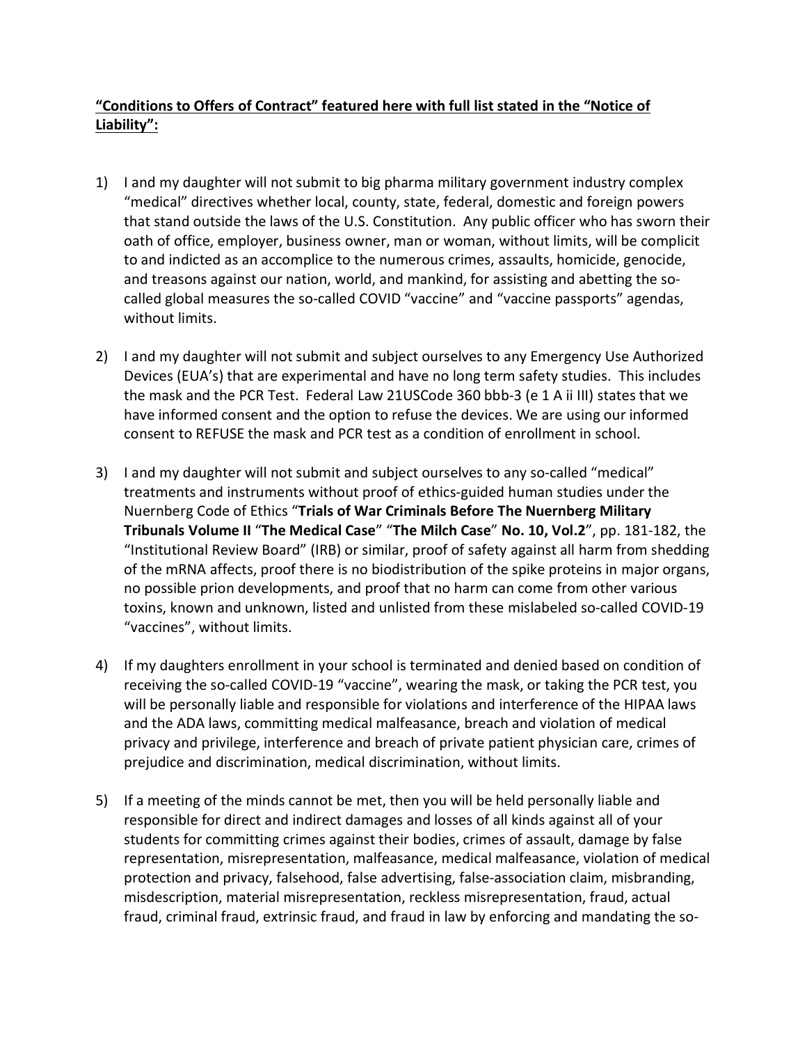**“Conditions to Offers of Contract” featured here with full list stated in the “Notice of Liability”:**

1) I and my daughter will not submit to big pharma military government industry complex “medical” directives whether local, county, state, federal, domestic and foreign powers that stand outside the laws of the U.S. Constitution. Any public officer who has sworn their oath of office, employer, business owner, man or woman, without limits, will be complicit to and indicted as an accomplice to the numerous crimes, assaults, homicide, genocide, and treasons against our nation, world, and mankind, for assisting and abetting the so-called global measures the so-called COVID “vaccine” and “vaccine passports” agendas, without limits.

2) I and my daughter will not submit and subject ourselves to any Emergency Use Authorized Devices (EUA’s) that are experimental and have no long term safety studies. This includes the mask and the PCR Test. Federal Law 21USCode 360 bbb-3 (e 1 A ii III) states that we have informed consent and the option to refuse the devices. We are using our informed consent to REFUSE the mask and PCR test as a condition of enrollment in school.

3) I and my daughter will not submit and subject ourselves to any so-called “medical” treatments and instruments without proof of ethics-guided human studies under the Nuernberg Code of Ethics “**Trials of War Criminals Before The Nuernberg Military Tribunals Volume II** “**The Medical Case**” “**The Milch Case**” **No. 10, Vol.2**”, pp. 181-182, the “Institutional Review Board” (IRB) or similar, proof of safety against all harm from shedding of the mRNA affects, proof there is no biodistribution of the spike proteins in major organs, no possible prion developments, and proof that no harm can come from other various toxins, known and unknown, listed and unlisted from these mislabeled so-called COVID-19 “vaccines”, without limits.

4) If my daughters enrollment in your school is terminated and denied based on condition of receiving the so-called COVID-19 “vaccine”, wearing the mask, or taking the PCR test, you will be personally liable and responsible for violations and interference of the HIPAA laws and the ADA laws, committing medical malfeasance, breach and violation of medical privacy and privilege, interference and breach of private patient physician care, crimes of prejudice and discrimination, medical discrimination, without limits.

5) If a meeting of the minds cannot be met, then you will be held personally liable and responsible for direct and indirect damages and losses of all kinds against all of your students for committing crimes against their bodies, crimes of assault, damage by false representation, misrepresentation, malfeasance, medical malfeasance, violation of medical protection and privacy, falsehood, false advertising, false-association claim, misbranding, misdescription, material misrepresentation, reckless misrepresentation, fraud, actual fraud, criminal fraud, extrinsic fraud, and fraud in law by enforcing and mandating the so-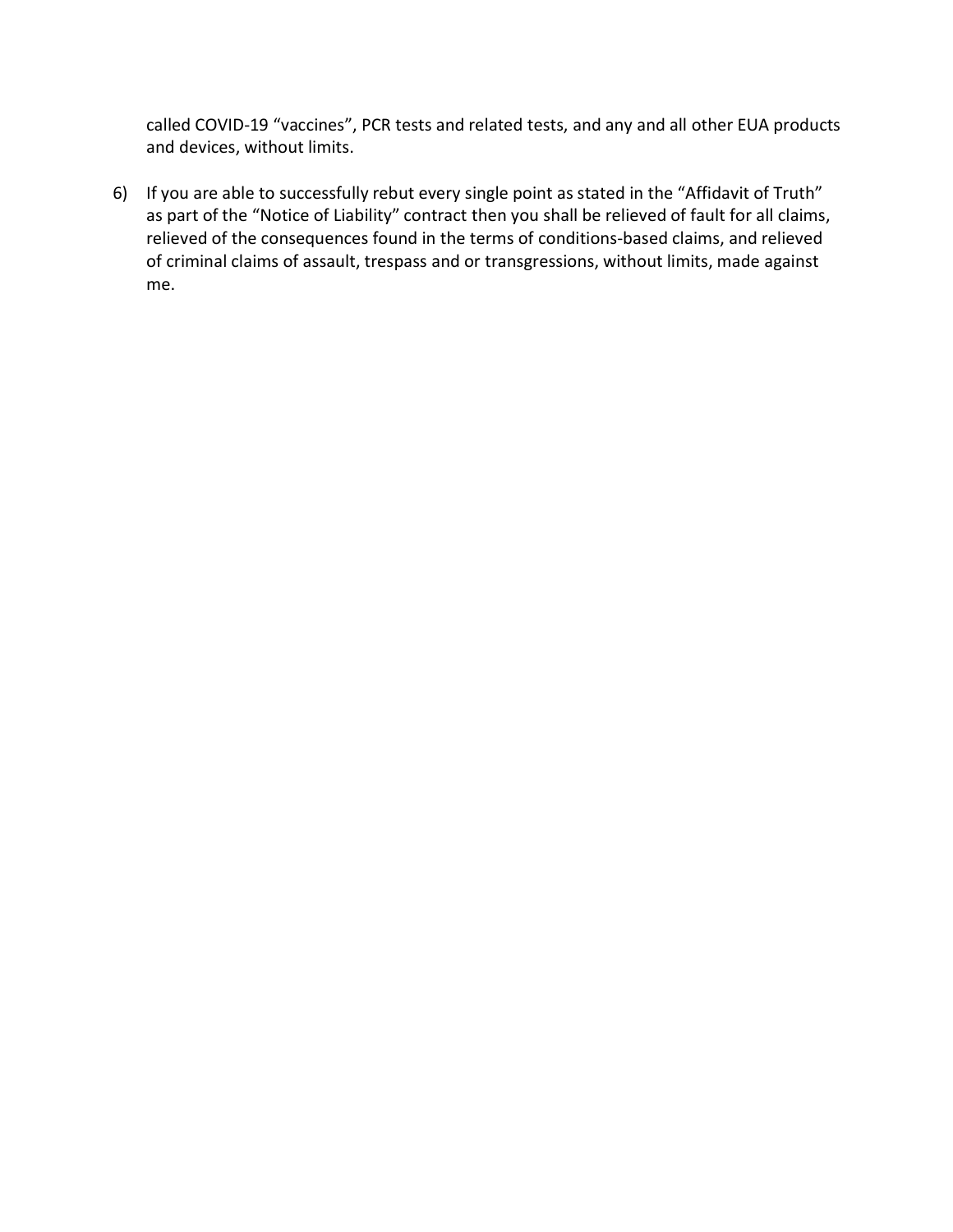called COVID-19 “vaccines”, PCR tests and related tests, and any and all other EUA products and devices, without limits.

6) If you are able to successfully rebut every single point as stated in the “Affidavit of Truth” as part of the “Notice of Liability” contract then you shall be relieved of fault for all claims, relieved of the consequences found in the terms of conditions-based claims, and relieved of criminal claims of assault, trespass and or transgressions, without limits, made against me.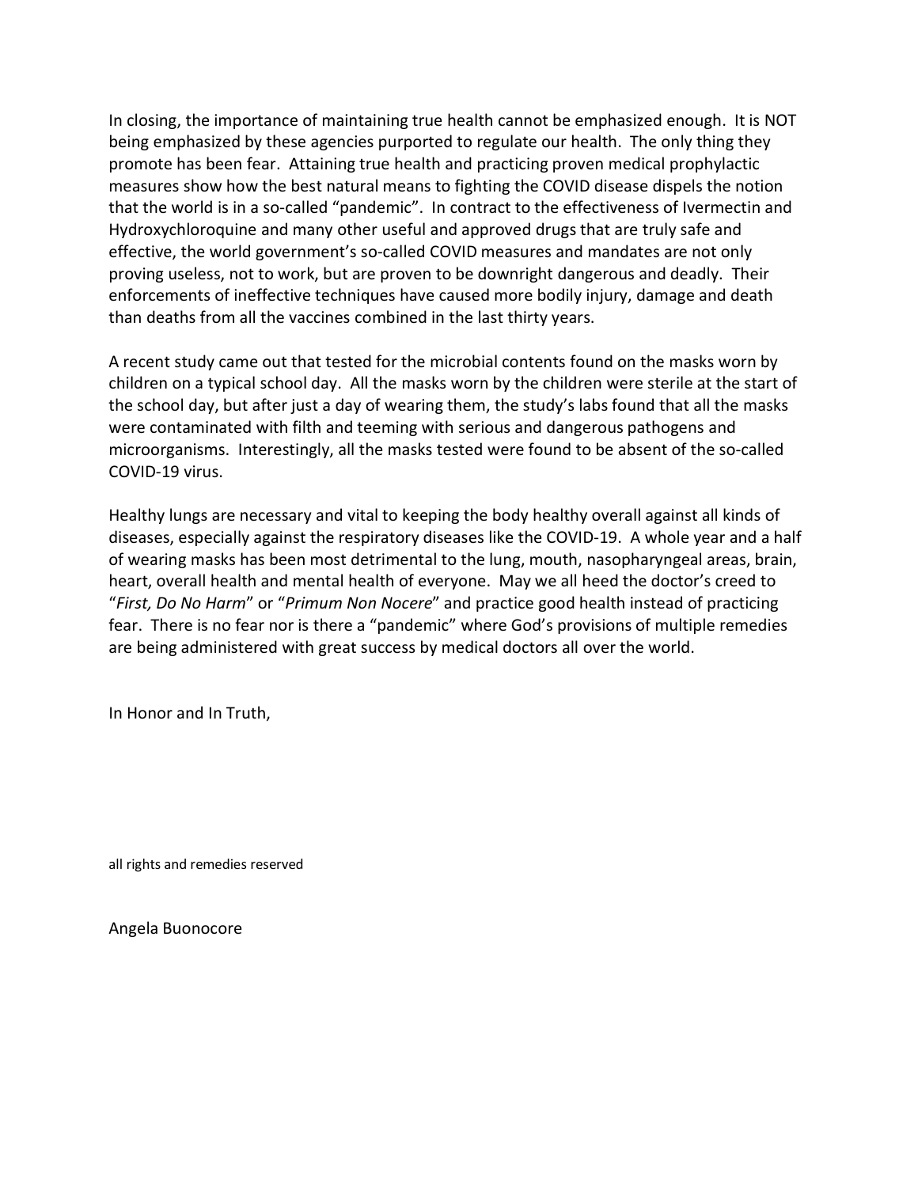In closing, the importance of maintaining true health cannot be emphasized enough. It is NOT being emphasized by these agencies purported to regulate our health. The only thing they promote has been fear. Attaining true health and practicing proven medical prophylactic measures show how the best natural means to fighting the COVID disease dispels the notion that the world is in a so-called "pandemic". In contract to the effectiveness of Ivermectin and Hydroxychloroquine and many other useful and approved drugs that are truly safe and effective, the world government's so-called COVID measures and mandates are not only proving useless, not to work, but are proven to be downright dangerous and deadly. Their enforcements of ineffective techniques have caused more bodily injury, damage and death than deaths from all the vaccines combined in the last thirty years.

A recent study came out that tested for the microbial contents found on the masks worn by children on a typical school day. All the masks worn by the children were sterile at the start of the school day, but after just a day of wearing them, the study's labs found that all the masks were contaminated with filth and teeming with serious and dangerous pathogens and microorganisms. Interestingly, all the masks tested were found to be absent of the so-called COVID-19 virus.

Healthy lungs are necessary and vital to keeping the body healthy overall against all kinds of diseases, especially against the respiratory diseases like the COVID-19. A whole year and a half of wearing masks has been most detrimental to the lung, mouth, nasopharyngeal areas, brain, heart, overall health and mental health of everyone. May we all heed the doctor's creed to "*First, Do No Harm*" or "*Primum Non Nocere*" and practice good health instead of practicing fear. There is no fear nor is there a "pandemic" where God's provisions of multiple remedies are being administered with great success by medical doctors all over the world.

In Honor and In Truth,

all rights and remedies reserved

Angela Buonocore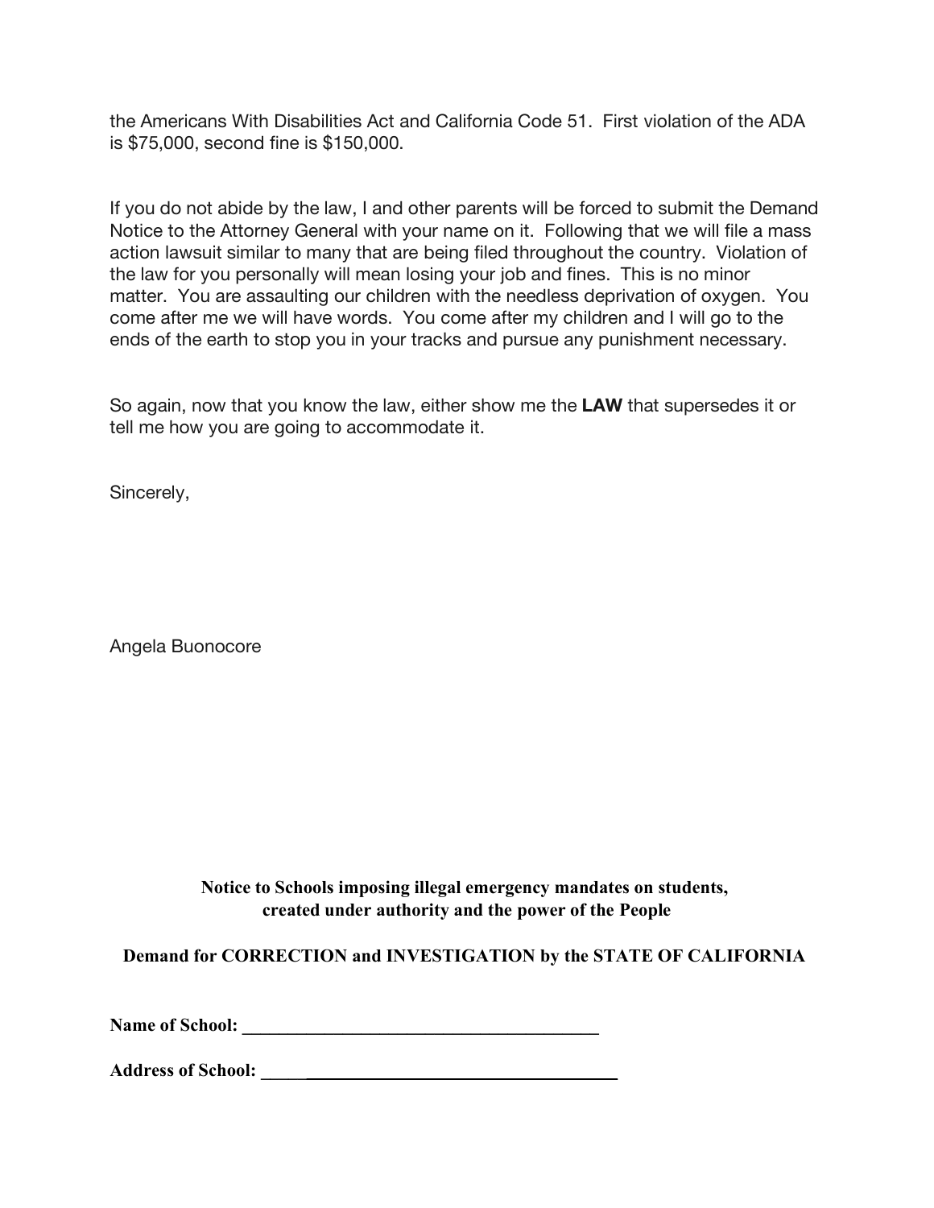the Americans With Disabilities Act and California Code 51. First violation of the ADA is $75,000, second fine is $150,000.

If you do not abide by the law, I and other parents will be forced to submit the Demand Notice to the Attorney General with your name on it. Following that we will file a mass action lawsuit similar to many that are being filed throughout the country. Violation of the law for you personally will mean losing your job and fines. This is no minor matter. You are assaulting our children with the needless deprivation of oxygen. You come after me we will have words. You come after my children and I will go to the ends of the earth to stop you in your tracks and pursue any punishment necessary.

So again, now that you know the law, either show me the **LAW** that supersedes it or tell me how you are going to accommodate it.

Sincerely,

Angela Buonocore

**Notice to Schools imposing illegal emergency mandates on students, created under authority and the power of the People**

**Demand for CORRECTION and INVESTIGATION by the STATE OF CALIFORNIA**

**Name of School: \_\_\_\_\_\_\_\_\_\_\_\_\_\_\_\_\_\_\_\_\_\_\_\_\_\_\_\_\_\_\_\_\_\_\_\_\_\_\_**

**Address of School: \_\_\_\_\_\_\_\_\_\_\_\_\_\_\_\_\_\_\_\_\_\_\_\_\_\_\_\_\_\_\_\_\_\_\_\_\_\_\_**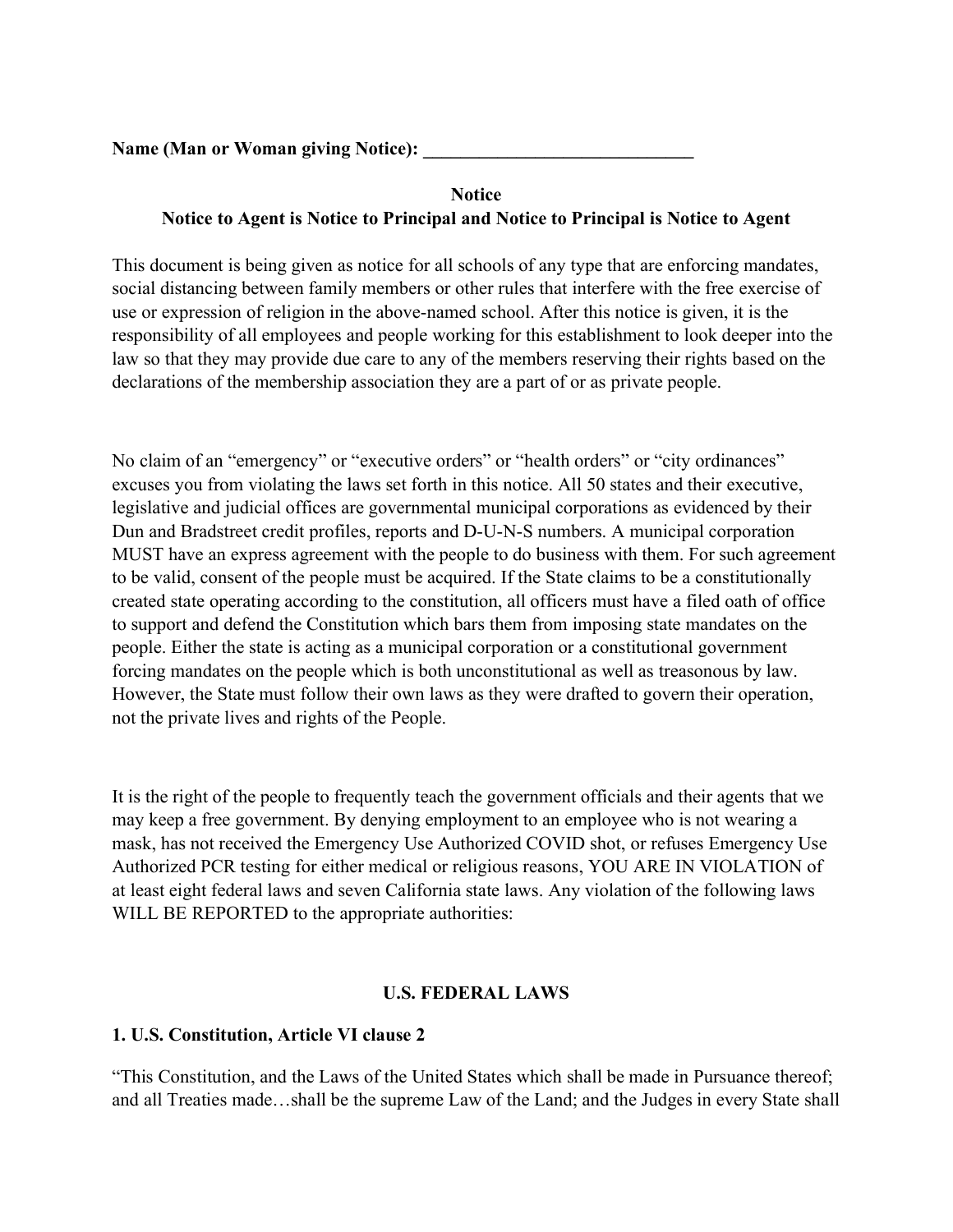**Name (Man or Woman giving Notice): _____________________________**

**Notice**

**Notice to Agent is Notice to Principal and Notice to Principal is Notice to Agent**

This document is being given as notice for all schools of any type that are enforcing mandates, social distancing between family members or other rules that interfere with the free exercise of use or expression of religion in the above-named school. After this notice is given, it is the responsibility of all employees and people working for this establishment to look deeper into the law so that they may provide due care to any of the members reserving their rights based on the declarations of the membership association they are a part of or as private people.

No claim of an "emergency" or "executive orders" or "health orders" or "city ordinances" excuses you from violating the laws set forth in this notice. All 50 states and their executive, legislative and judicial offices are governmental municipal corporations as evidenced by their Dun and Bradstreet credit profiles, reports and D-U-N-S numbers. A municipal corporation MUST have an express agreement with the people to do business with them. For such agreement to be valid, consent of the people must be acquired. If the State claims to be a constitutionally created state operating according to the constitution, all officers must have a filed oath of office to support and defend the Constitution which bars them from imposing state mandates on the people. Either the state is acting as a municipal corporation or a constitutional government forcing mandates on the people which is both unconstitutional as well as treasonous by law. However, the State must follow their own laws as they were drafted to govern their operation, not the private lives and rights of the People.

It is the right of the people to frequently teach the government officials and their agents that we may keep a free government. By denying employment to an employee who is not wearing a mask, has not received the Emergency Use Authorized COVID shot, or refuses Emergency Use Authorized PCR testing for either medical or religious reasons, YOU ARE IN VIOLATION of at least eight federal laws and seven California state laws. Any violation of the following laws WILL BE REPORTED to the appropriate authorities:

## U.S. FEDERAL LAWS

### 1. U.S. Constitution, Article VI clause 2

"This Constitution, and the Laws of the United States which shall be made in Pursuance thereof; and all Treaties made…shall be the supreme Law of the Land; and the Judges in every State shall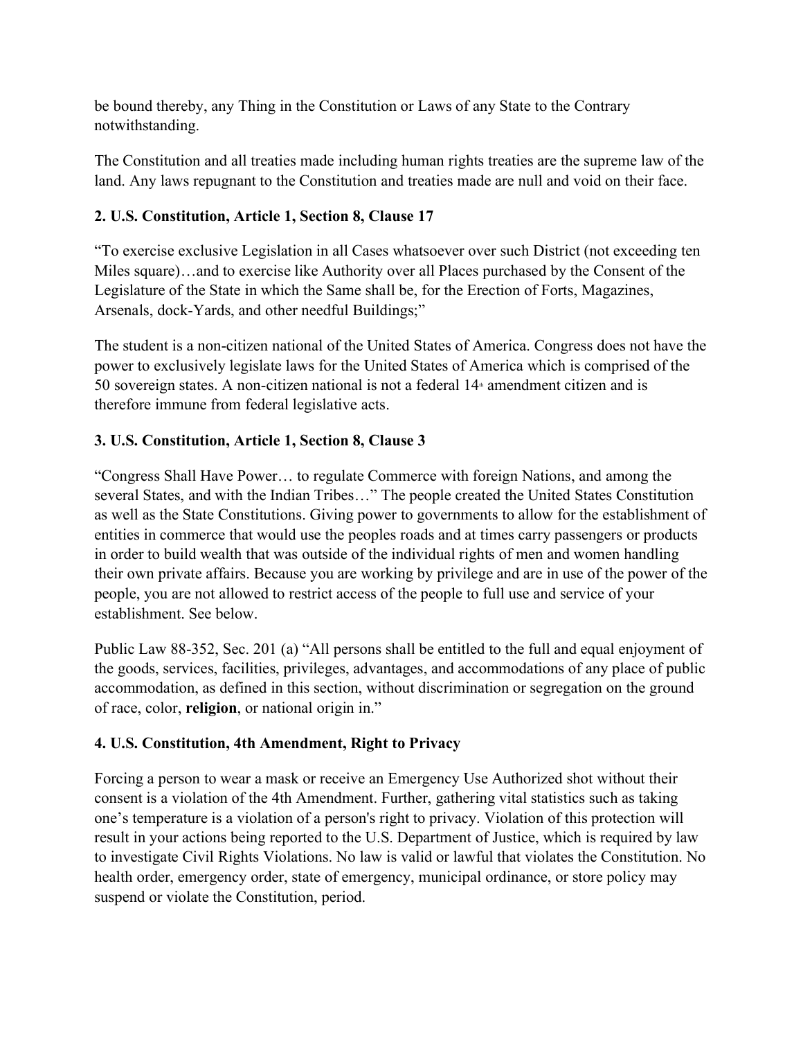be bound thereby, any Thing in the Constitution or Laws of any State to the Contrary notwithstanding.

The Constitution and all treaties made including human rights treaties are the supreme law of the land. Any laws repugnant to the Constitution and treaties made are null and void on their face.

**2. U.S. Constitution, Article 1, Section 8, Clause 17**

"To exercise exclusive Legislation in all Cases whatsoever over such District (not exceeding ten Miles square)…and to exercise like Authority over all Places purchased by the Consent of the Legislature of the State in which the Same shall be, for the Erection of Forts, Magazines, Arsenals, dock-Yards, and other needful Buildings;"

The student is a non-citizen national of the United States of America. Congress does not have the power to exclusively legislate laws for the United States of America which is comprised of the 50 sovereign states. A non-citizen national is not a federal 14th amendment citizen and is therefore immune from federal legislative acts.

**3. U.S. Constitution, Article 1, Section 8, Clause 3**

"Congress Shall Have Power… to regulate Commerce with foreign Nations, and among the several States, and with the Indian Tribes…" The people created the United States Constitution as well as the State Constitutions. Giving power to governments to allow for the establishment of entities in commerce that would use the peoples roads and at times carry passengers or products in order to build wealth that was outside of the individual rights of men and women handling their own private affairs. Because you are working by privilege and are in use of the power of the people, you are not allowed to restrict access of the people to full use and service of your establishment. See below.

Public Law 88-352, Sec. 201 (a) "All persons shall be entitled to the full and equal enjoyment of the goods, services, facilities, privileges, advantages, and accommodations of any place of public accommodation, as defined in this section, without discrimination or segregation on the ground of race, color, **religion**, or national origin in."

**4. U.S. Constitution, 4th Amendment, Right to Privacy**

Forcing a person to wear a mask or receive an Emergency Use Authorized shot without their consent is a violation of the 4th Amendment. Further, gathering vital statistics such as taking one's temperature is a violation of a person's right to privacy. Violation of this protection will result in your actions being reported to the U.S. Department of Justice, which is required by law to investigate Civil Rights Violations. No law is valid or lawful that violates the Constitution. No health order, emergency order, state of emergency, municipal ordinance, or store policy may suspend or violate the Constitution, period.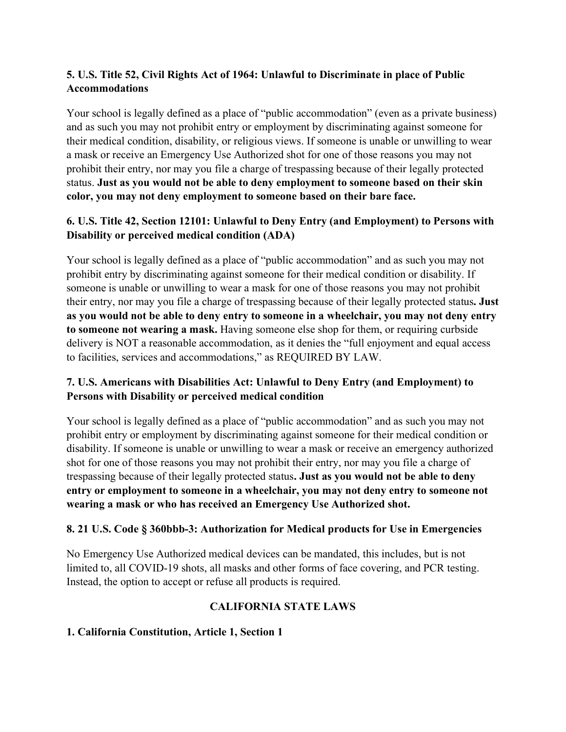### 5. U.S. Title 52, Civil Rights Act of 1964: Unlawful to Discriminate in place of Public Accommodations

Your school is legally defined as a place of "public accommodation" (even as a private business) and as such you may not prohibit entry or employment by discriminating against someone for their medical condition, disability, or religious views. If someone is unable or unwilling to wear a mask or receive an Emergency Use Authorized shot for one of those reasons you may not prohibit their entry, nor may you file a charge of trespassing because of their legally protected status. **Just as you would not be able to deny employment to someone based on their skin color, you may not deny employment to someone based on their bare face.**

### 6. U.S. Title 42, Section 12101: Unlawful to Deny Entry (and Employment) to Persons with Disability or perceived medical condition (ADA)

Your school is legally defined as a place of "public accommodation" and as such you may not prohibit entry by discriminating against someone for their medical condition or disability. If someone is unable or unwilling to wear a mask for one of those reasons you may not prohibit their entry, nor may you file a charge of trespassing because of their legally protected status**. Just as you would not be able to deny entry to someone in a wheelchair, you may not deny entry to someone not wearing a mask.** Having someone else shop for them, or requiring curbside delivery is NOT a reasonable accommodation, as it denies the "full enjoyment and equal access to facilities, services and accommodations," as REQUIRED BY LAW.

### 7. U.S. Americans with Disabilities Act: Unlawful to Deny Entry (and Employment) to Persons with Disability or perceived medical condition

Your school is legally defined as a place of "public accommodation" and as such you may not prohibit entry or employment by discriminating against someone for their medical condition or disability. If someone is unable or unwilling to wear a mask or receive an emergency authorized shot for one of those reasons you may not prohibit their entry, nor may you file a charge of trespassing because of their legally protected status**. Just as you would not be able to deny entry or employment to someone in a wheelchair, you may not deny entry to someone not wearing a mask or who has received an Emergency Use Authorized shot.**

### 8. 21 U.S. Code § 360bbb-3: Authorization for Medical products for Use in Emergencies

No Emergency Use Authorized medical devices can be mandated, this includes, but is not limited to, all COVID-19 shots, all masks and other forms of face covering, and PCR testing. Instead, the option to accept or refuse all products is required.

## CALIFORNIA STATE LAWS

### 1. California Constitution, Article 1, Section 1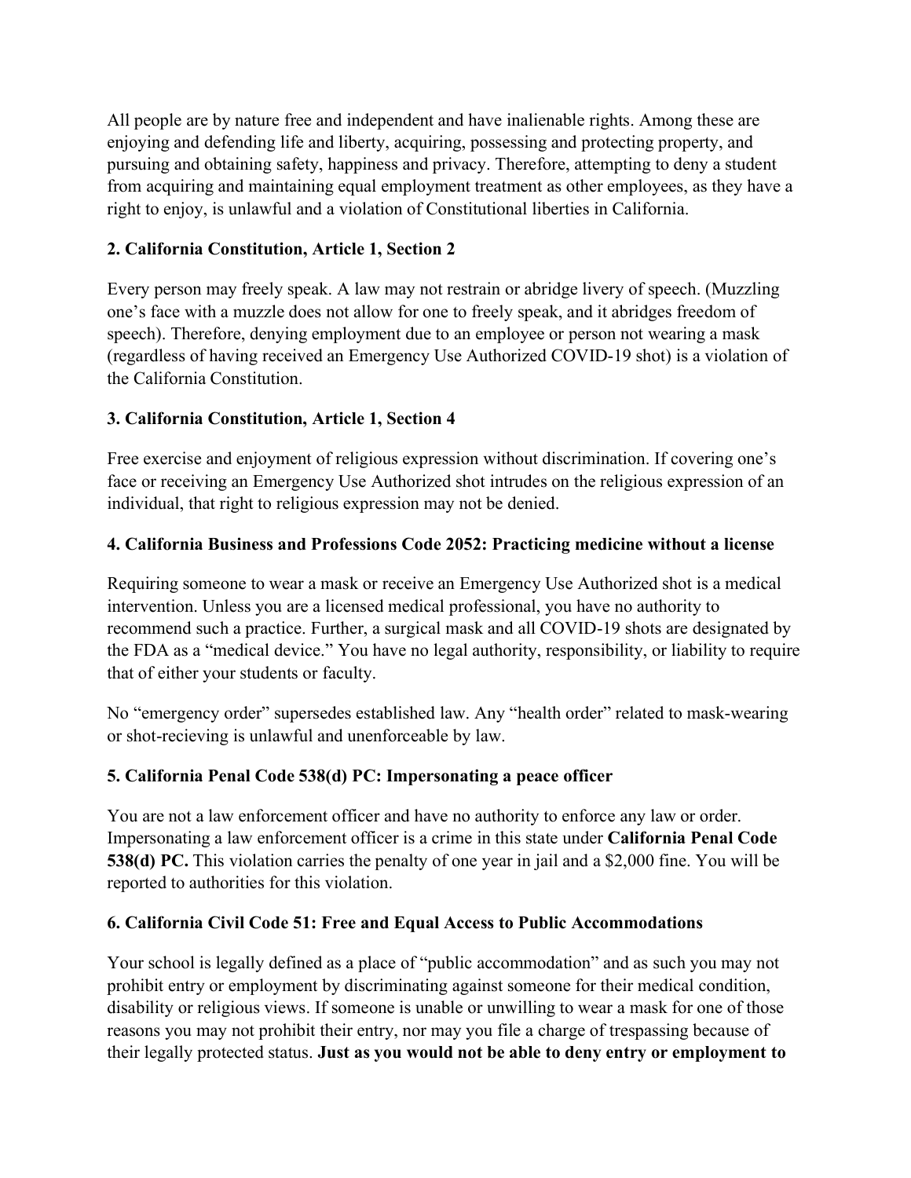All people are by nature free and independent and have inalienable rights. Among these are enjoying and defending life and liberty, acquiring, possessing and protecting property, and pursuing and obtaining safety, happiness and privacy. Therefore, attempting to deny a student from acquiring and maintaining equal employment treatment as other employees, as they have a right to enjoy, is unlawful and a violation of Constitutional liberties in California.

**2. California Constitution, Article 1, Section 2**

Every person may freely speak. A law may not restrain or abridge livery of speech. (Muzzling one's face with a muzzle does not allow for one to freely speak, and it abridges freedom of speech). Therefore, denying employment due to an employee or person not wearing a mask (regardless of having received an Emergency Use Authorized COVID-19 shot) is a violation of the California Constitution.

**3. California Constitution, Article 1, Section 4**

Free exercise and enjoyment of religious expression without discrimination. If covering one's face or receiving an Emergency Use Authorized shot intrudes on the religious expression of an individual, that right to religious expression may not be denied.

**4. California Business and Professions Code 2052: Practicing medicine without a license**

Requiring someone to wear a mask or receive an Emergency Use Authorized shot is a medical intervention. Unless you are a licensed medical professional, you have no authority to recommend such a practice. Further, a surgical mask and all COVID-19 shots are designated by the FDA as a "medical device." You have no legal authority, responsibility, or liability to require that of either your students or faculty.

No "emergency order" supersedes established law. Any "health order" related to mask-wearing or shot-recieving is unlawful and unenforceable by law.

**5. California Penal Code 538(d) PC: Impersonating a peace officer**

You are not a law enforcement officer and have no authority to enforce any law or order. Impersonating a law enforcement officer is a crime in this state under **California Penal Code 538(d) PC.** This violation carries the penalty of one year in jail and a $2,000 fine. You will be reported to authorities for this violation.

**6. California Civil Code 51: Free and Equal Access to Public Accommodations**

Your school is legally defined as a place of "public accommodation" and as such you may not prohibit entry or employment by discriminating against someone for their medical condition, disability or religious views. If someone is unable or unwilling to wear a mask for one of those reasons you may not prohibit their entry, nor may you file a charge of trespassing because of their legally protected status. **Just as you would not be able to deny entry or employment to**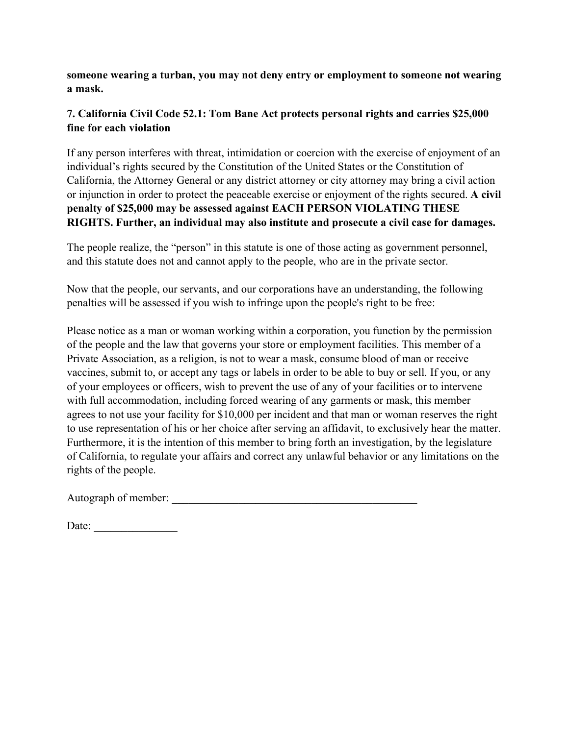**someone wearing a turban, you may not deny entry or employment to someone not wearing a mask.**

### 7. California Civil Code 52.1: Tom Bane Act protects personal rights and carries $25,000 fine for each violation

If any person interferes with threat, intimidation or coercion with the exercise of enjoyment of an individual's rights secured by the Constitution of the United States or the Constitution of California, the Attorney General or any district attorney or city attorney may bring a civil action or injunction in order to protect the peaceable exercise or enjoyment of the rights secured. **A civil penalty of $25,000 may be assessed against EACH PERSON VIOLATING THESE RIGHTS. Further, an individual may also institute and prosecute a civil case for damages.**

The people realize, the "person" in this statute is one of those acting as government personnel, and this statute does not and cannot apply to the people, who are in the private sector.

Now that the people, our servants, and our corporations have an understanding, the following penalties will be assessed if you wish to infringe upon the people's right to be free:

Please notice as a man or woman working within a corporation, you function by the permission of the people and the law that governs your store or employment facilities. This member of a Private Association, as a religion, is not to wear a mask, consume blood of man or receive vaccines, submit to, or accept any tags or labels in order to be able to buy or sell. If you, or any of your employees or officers, wish to prevent the use of any of your facilities or to intervene with full accommodation, including forced wearing of any garments or mask, this member agrees to not use your facility for $10,000 per incident and that man or woman reserves the right to use representation of his or her choice after serving an affidavit, to exclusively hear the matter. Furthermore, it is the intention of this member to bring forth an investigation, by the legislature of California, to regulate your affairs and correct any unlawful behavior or any limitations on the rights of the people.

Autograph of member: _____________________________________________

Date: _______________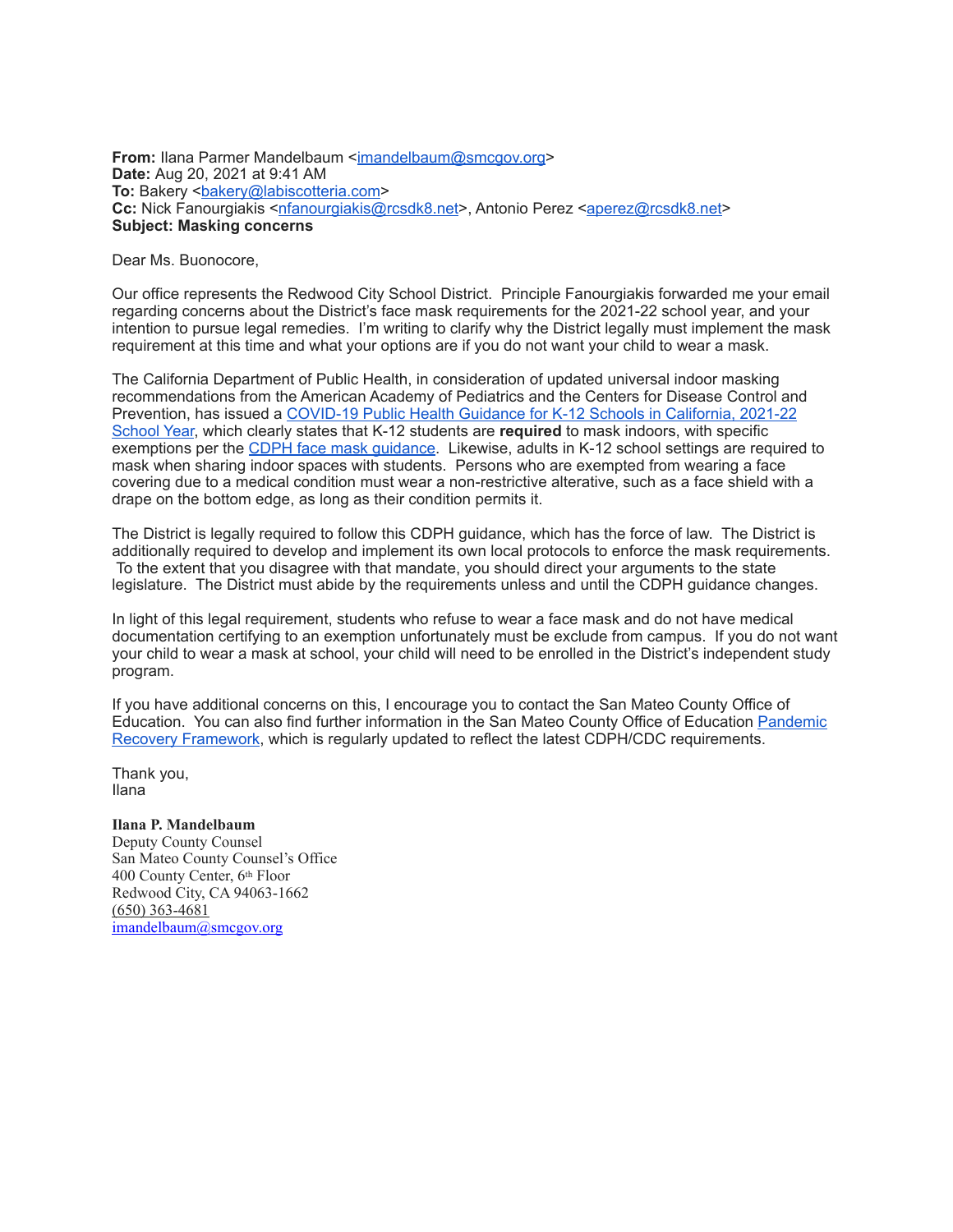**From:** Ilana Parmer Mandelbaum <imandelbaum@smcgov.org>
**Date:** Aug 20, 2021 at 9:41 AM
**To:** Bakery <bakery@labiscotteria.com>
**Cc:** Nick Fanourgiakis <nfanourgiakis@rcsdk8.net>, Antonio Perez <aperez@rcsdk8.net>
**Subject: Masking concerns**

Dear Ms. Buonocore,

Our office represents the Redwood City School District. Principle Fanourgiakis forwarded me your email regarding concerns about the District's face mask requirements for the 2021-22 school year, and your intention to pursue legal remedies. I'm writing to clarify why the District legally must implement the mask requirement at this time and what your options are if you do not want your child to wear a mask.

The California Department of Public Health, in consideration of updated universal indoor masking recommendations from the American Academy of Pediatrics and the Centers for Disease Control and Prevention, has issued a [COVID-19 Public Health Guidance for K-12 Schools in California, 2021-22 School Year](), which clearly states that K-12 students are **required** to mask indoors, with specific exemptions per the [CDPH face mask guidance](). Likewise, adults in K-12 school settings are required to mask when sharing indoor spaces with students. Persons who are exempted from wearing a face covering due to a medical condition must wear a non-restrictive alterative, such as a face shield with a drape on the bottom edge, as long as their condition permits it.

The District is legally required to follow this CDPH guidance, which has the force of law. The District is additionally required to develop and implement its own local protocols to enforce the mask requirements. To the extent that you disagree with that mandate, you should direct your arguments to the state legislature. The District must abide by the requirements unless and until the CDPH guidance changes.

In light of this legal requirement, students who refuse to wear a face mask and do not have medical documentation certifying to an exemption unfortunately must be exclude from campus. If you do not want your child to wear a mask at school, your child will need to be enrolled in the District's independent study program.

If you have additional concerns on this, I encourage you to contact the San Mateo County Office of Education. You can also find further information in the San Mateo County Office of Education [Pandemic Recovery Framework](), which is regularly updated to reflect the latest CDPH/CDC requirements.

Thank you,
Ilana

**Ilana P. Mandelbaum**
Deputy County Counsel
San Mateo County Counsel's Office
400 County Center, 6th Floor
Redwood City, CA 94063-1662
(650) 363-4681
imandelbaum@smcgov.org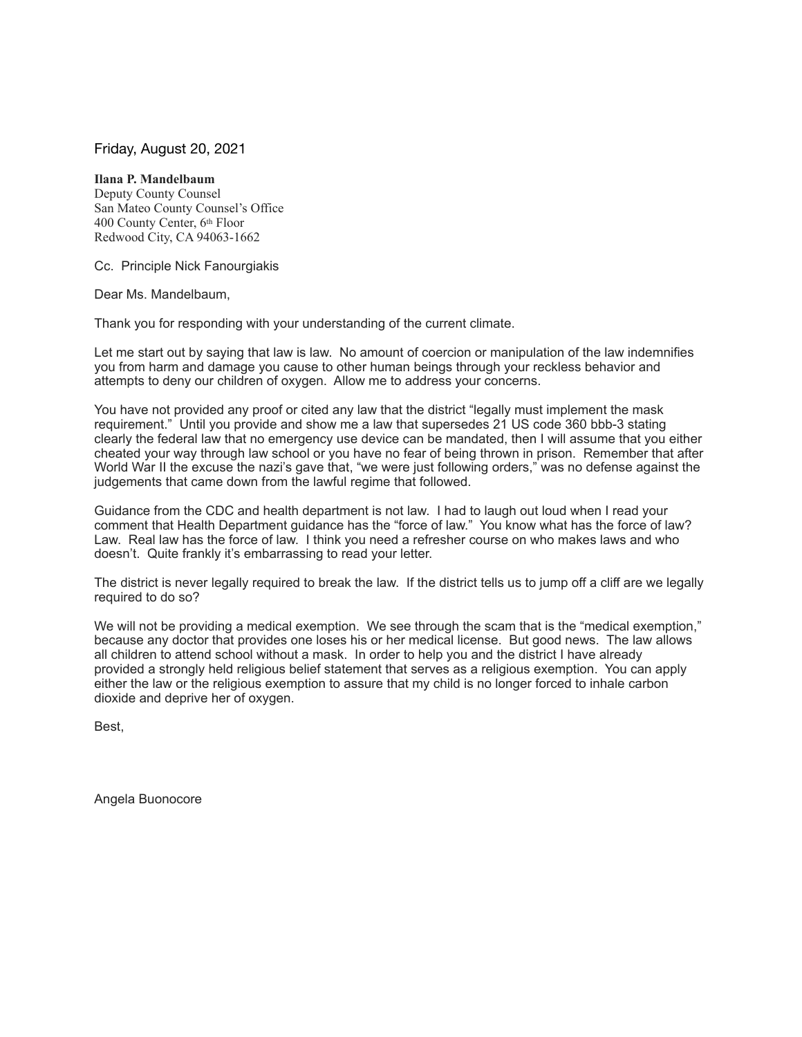Friday, August 20, 2021

**Ilana P. Mandelbaum**
Deputy County Counsel
San Mateo County Counsel's Office
400 County Center, 6th Floor
Redwood City, CA 94063-1662

Cc. Principle Nick Fanourgiakis

Dear Ms. Mandelbaum,

Thank you for responding with your understanding of the current climate.

Let me start out by saying that law is law. No amount of coercion or manipulation of the law indemnifies you from harm and damage you cause to other human beings through your reckless behavior and attempts to deny our children of oxygen. Allow me to address your concerns.

You have not provided any proof or cited any law that the district "legally must implement the mask requirement." Until you provide and show me a law that supersedes 21 US code 360 bbb-3 stating clearly the federal law that no emergency use device can be mandated, then I will assume that you either cheated your way through law school or you have no fear of being thrown in prison. Remember that after World War II the excuse the nazi's gave that, "we were just following orders," was no defense against the judgements that came down from the lawful regime that followed.

Guidance from the CDC and health department is not law. I had to laugh out loud when I read your comment that Health Department guidance has the "force of law." You know what has the force of law? Law. Real law has the force of law. I think you need a refresher course on who makes laws and who doesn't. Quite frankly it's embarrassing to read your letter.

The district is never legally required to break the law. If the district tells us to jump off a cliff are we legally required to do so?

We will not be providing a medical exemption. We see through the scam that is the "medical exemption," because any doctor that provides one loses his or her medical license. But good news. The law allows all children to attend school without a mask. In order to help you and the district I have already provided a strongly held religious belief statement that serves as a religious exemption. You can apply either the law or the religious exemption to assure that my child is no longer forced to inhale carbon dioxide and deprive her of oxygen.

Best,

Angela Buonocore